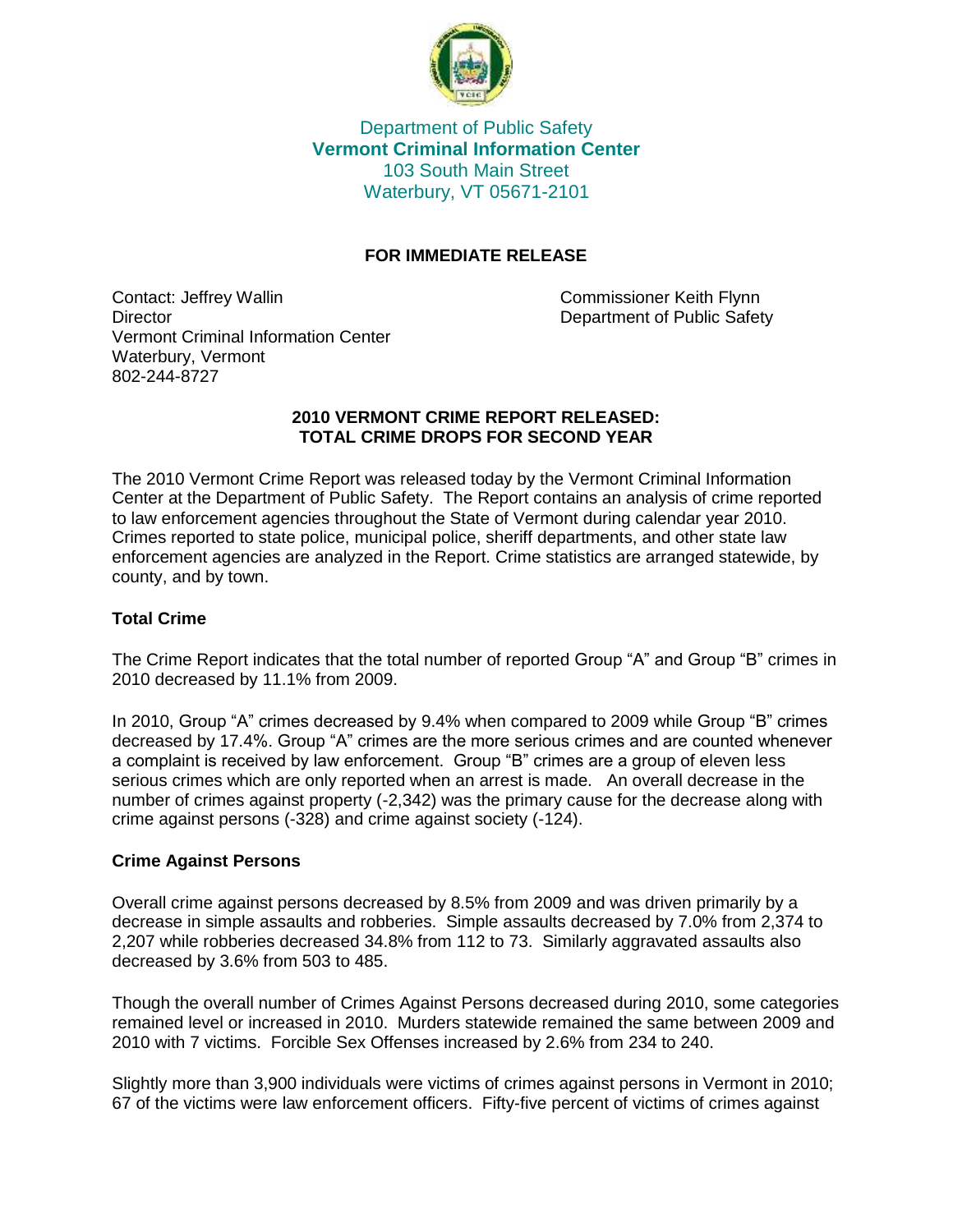Department of Public Safety
**Vermont Criminal Information Center**
103 South Main Street
Waterbury, VT 05671-2101

**FOR IMMEDIATE RELEASE**

Contact: Jeffrey Wallin
Director
Vermont Criminal Information Center
Waterbury, Vermont
802-244-8727

Commissioner Keith Flynn
Department of Public Safety

**2010 VERMONT CRIME REPORT RELEASED:**
**TOTAL CRIME DROPS FOR SECOND YEAR**

The 2010 Vermont Crime Report was released today by the Vermont Criminal Information Center at the Department of Public Safety. The Report contains an analysis of crime reported to law enforcement agencies throughout the State of Vermont during calendar year 2010. Crimes reported to state police, municipal police, sheriff departments, and other state law enforcement agencies are analyzed in the Report. Crime statistics are arranged statewide, by county, and by town.

### Total Crime

The Crime Report indicates that the total number of reported Group "A" and Group "B" crimes in 2010 decreased by 11.1% from 2009.

In 2010, Group "A" crimes decreased by 9.4% when compared to 2009 while Group "B" crimes decreased by 17.4%. Group "A" crimes are the more serious crimes and are counted whenever a complaint is received by law enforcement. Group "B" crimes are a group of eleven less serious crimes which are only reported when an arrest is made. An overall decrease in the number of crimes against property (-2,342) was the primary cause for the decrease along with crime against persons (-328) and crime against society (-124).

### Crime Against Persons

Overall crime against persons decreased by 8.5% from 2009 and was driven primarily by a decrease in simple assaults and robberies. Simple assaults decreased by 7.0% from 2,374 to 2,207 while robberies decreased 34.8% from 112 to 73. Similarly aggravated assaults also decreased by 3.6% from 503 to 485.

Though the overall number of Crimes Against Persons decreased during 2010, some categories remained level or increased in 2010. Murders statewide remained the same between 2009 and 2010 with 7 victims. Forcible Sex Offenses increased by 2.6% from 234 to 240.

Slightly more than 3,900 individuals were victims of crimes against persons in Vermont in 2010; 67 of the victims were law enforcement officers. Fifty-five percent of victims of crimes against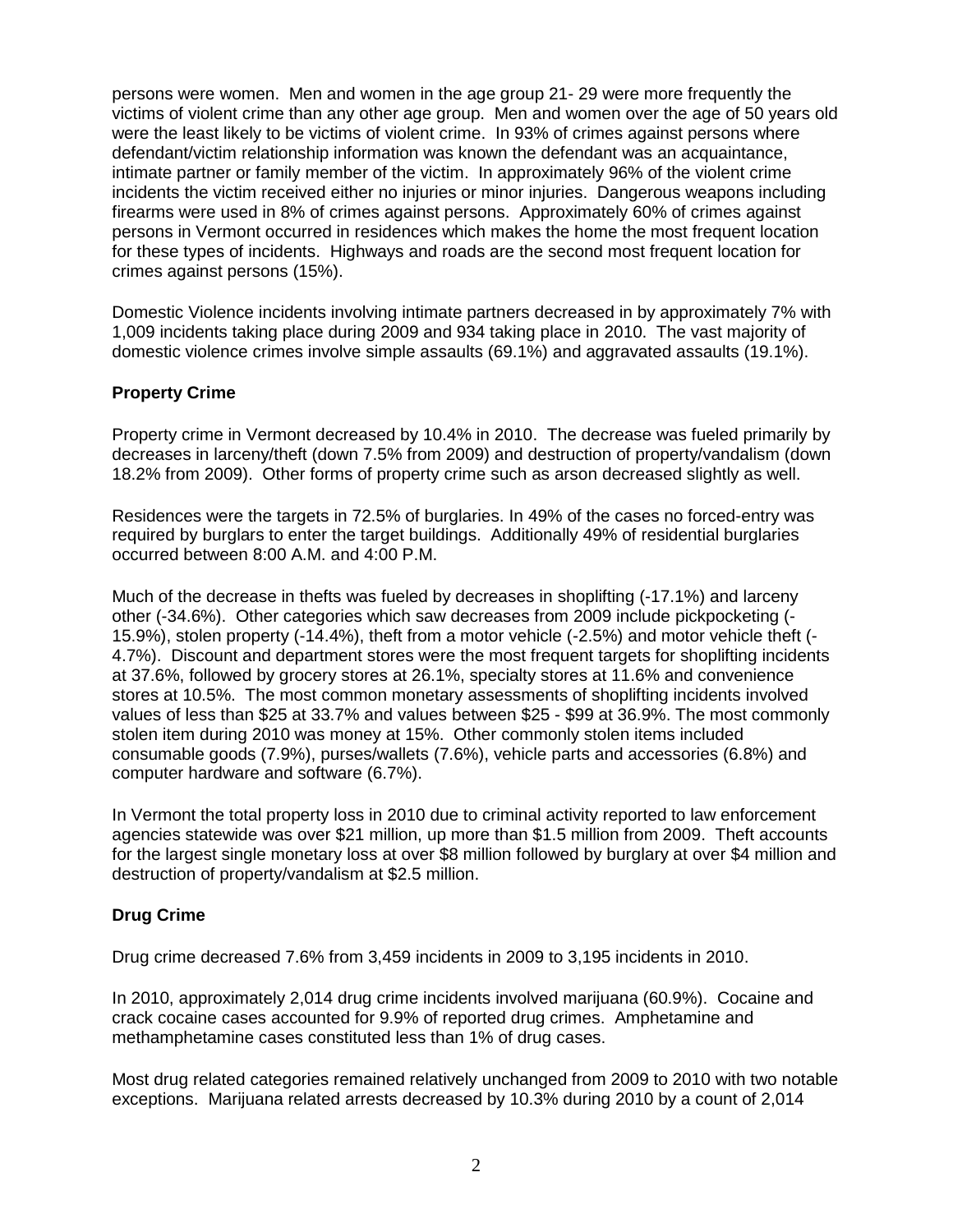persons were women. Men and women in the age group 21- 29 were more frequently the victims of violent crime than any other age group. Men and women over the age of 50 years old were the least likely to be victims of violent crime. In 93% of crimes against persons where defendant/victim relationship information was known the defendant was an acquaintance, intimate partner or family member of the victim. In approximately 96% of the violent crime incidents the victim received either no injuries or minor injuries. Dangerous weapons including firearms were used in 8% of crimes against persons. Approximately 60% of crimes against persons in Vermont occurred in residences which makes the home the most frequent location for these types of incidents. Highways and roads are the second most frequent location for crimes against persons (15%).

Domestic Violence incidents involving intimate partners decreased in by approximately 7% with 1,009 incidents taking place during 2009 and 934 taking place in 2010. The vast majority of domestic violence crimes involve simple assaults (69.1%) and aggravated assaults (19.1%).

**Property Crime**

Property crime in Vermont decreased by 10.4% in 2010. The decrease was fueled primarily by decreases in larceny/theft (down 7.5% from 2009) and destruction of property/vandalism (down 18.2% from 2009). Other forms of property crime such as arson decreased slightly as well.

Residences were the targets in 72.5% of burglaries. In 49% of the cases no forced-entry was required by burglars to enter the target buildings. Additionally 49% of residential burglaries occurred between 8:00 A.M. and 4:00 P.M.

Much of the decrease in thefts was fueled by decreases in shoplifting (-17.1%) and larceny other (-34.6%). Other categories which saw decreases from 2009 include pickpocketing (-15.9%), stolen property (-14.4%), theft from a motor vehicle (-2.5%) and motor vehicle theft (-4.7%). Discount and department stores were the most frequent targets for shoplifting incidents at 37.6%, followed by grocery stores at 26.1%, specialty stores at 11.6% and convenience stores at 10.5%. The most common monetary assessments of shoplifting incidents involved values of less than $25 at 33.7% and values between $25 - $99 at 36.9%. The most commonly stolen item during 2010 was money at 15%. Other commonly stolen items included consumable goods (7.9%), purses/wallets (7.6%), vehicle parts and accessories (6.8%) and computer hardware and software (6.7%).

In Vermont the total property loss in 2010 due to criminal activity reported to law enforcement agencies statewide was over $21 million, up more than $1.5 million from 2009. Theft accounts for the largest single monetary loss at over $8 million followed by burglary at over $4 million and destruction of property/vandalism at $2.5 million.

**Drug Crime**

Drug crime decreased 7.6% from 3,459 incidents in 2009 to 3,195 incidents in 2010.

In 2010, approximately 2,014 drug crime incidents involved marijuana (60.9%). Cocaine and crack cocaine cases accounted for 9.9% of reported drug crimes. Amphetamine and methamphetamine cases constituted less than 1% of drug cases.

Most drug related categories remained relatively unchanged from 2009 to 2010 with two notable exceptions. Marijuana related arrests decreased by 10.3% during 2010 by a count of 2,014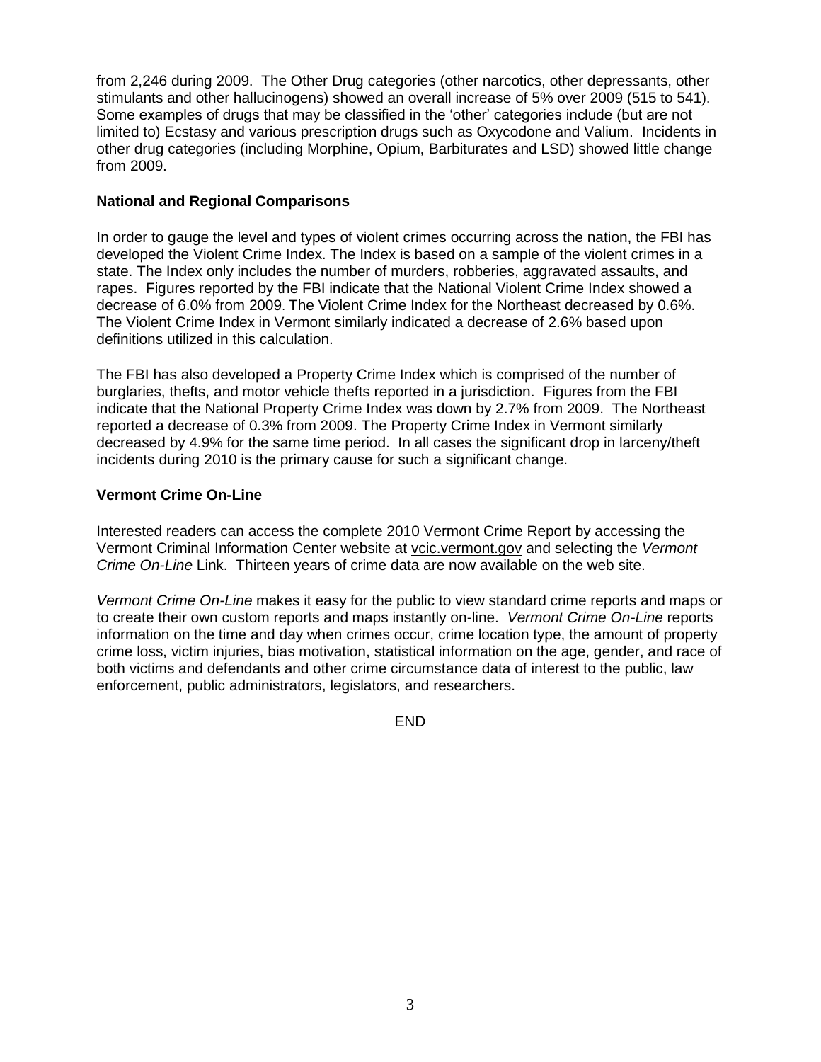from 2,246 during 2009. The Other Drug categories (other narcotics, other depressants, other stimulants and other hallucinogens) showed an overall increase of 5% over 2009 (515 to 541). Some examples of drugs that may be classified in the 'other' categories include (but are not limited to) Ecstasy and various prescription drugs such as Oxycodone and Valium. Incidents in other drug categories (including Morphine, Opium, Barbiturates and LSD) showed little change from 2009.

**National and Regional Comparisons**

In order to gauge the level and types of violent crimes occurring across the nation, the FBI has developed the Violent Crime Index. The Index is based on a sample of the violent crimes in a state. The Index only includes the number of murders, robberies, aggravated assaults, and rapes. Figures reported by the FBI indicate that the National Violent Crime Index showed a decrease of 6.0% from 2009. The Violent Crime Index for the Northeast decreased by 0.6%. The Violent Crime Index in Vermont similarly indicated a decrease of 2.6% based upon definitions utilized in this calculation.

The FBI has also developed a Property Crime Index which is comprised of the number of burglaries, thefts, and motor vehicle thefts reported in a jurisdiction. Figures from the FBI indicate that the National Property Crime Index was down by 2.7% from 2009. The Northeast reported a decrease of 0.3% from 2009. The Property Crime Index in Vermont similarly decreased by 4.9% for the same time period. In all cases the significant drop in larceny/theft incidents during 2010 is the primary cause for such a significant change.

**Vermont Crime On-Line**

Interested readers can access the complete 2010 Vermont Crime Report by accessing the Vermont Criminal Information Center website at vcic.vermont.gov and selecting the *Vermont Crime On-Line* Link. Thirteen years of crime data are now available on the web site.

*Vermont Crime On-Line* makes it easy for the public to view standard crime reports and maps or to create their own custom reports and maps instantly on-line. *Vermont Crime On-Line* reports information on the time and day when crimes occur, crime location type, the amount of property crime loss, victim injuries, bias motivation, statistical information on the age, gender, and race of both victims and defendants and other crime circumstance data of interest to the public, law enforcement, public administrators, legislators, and researchers.

END